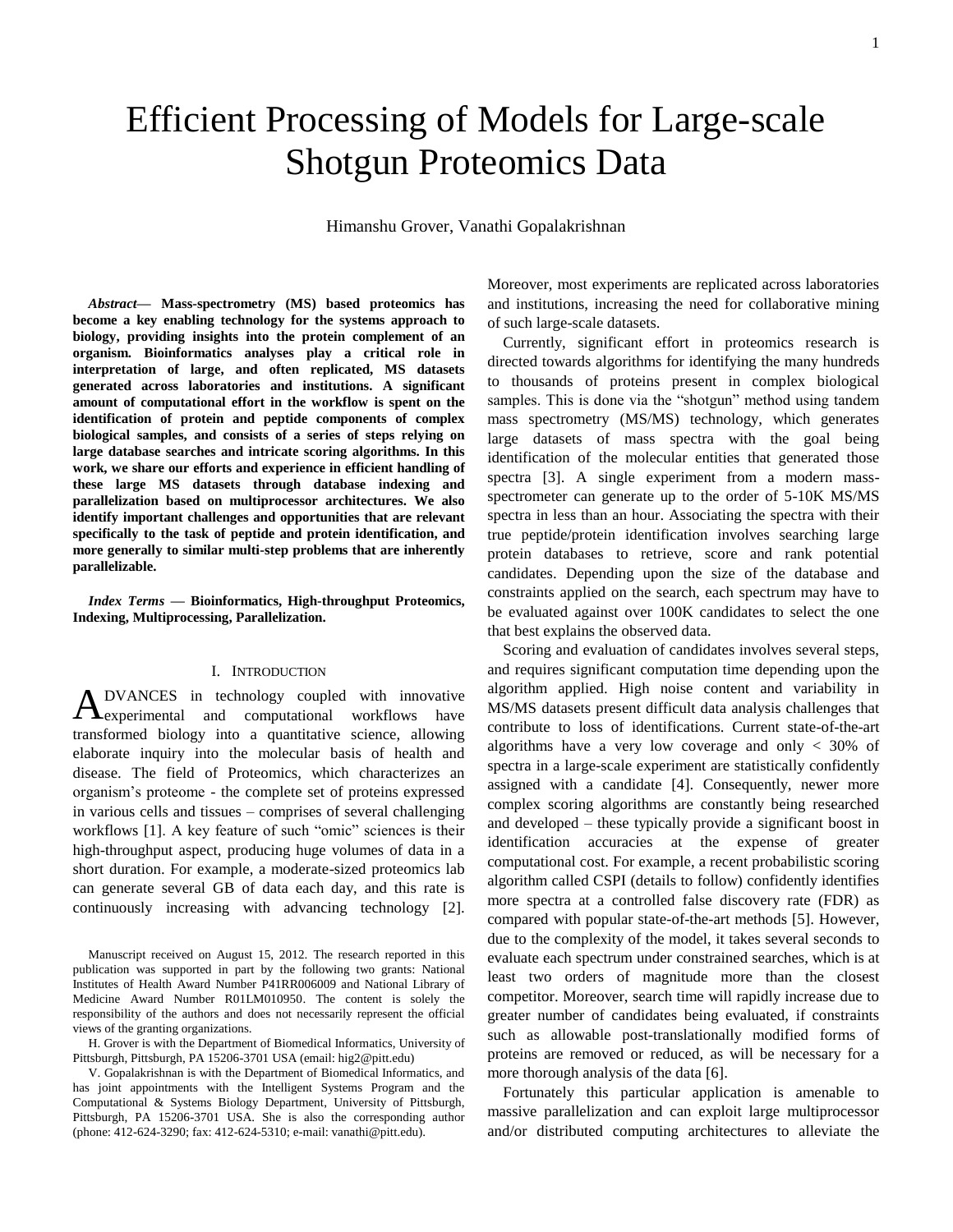# Efficient Processing of Models for Large-scale Shotgun Proteomics Data

Himanshu Grover, Vanathi Gopalakrishnan

***Abstract*— Mass-spectrometry (MS) based proteomics has become a key enabling technology for the systems approach to biology, providing insights into the protein complement of an organism. Bioinformatics analyses play a critical role in interpretation of large, and often replicated, MS datasets generated across laboratories and institutions. A significant amount of computational effort in the workflow is spent on the identification of protein and peptide components of complex biological samples, and consists of a series of steps relying on large database searches and intricate scoring algorithms. In this work, we share our efforts and experience in efficient handling of these large MS datasets through database indexing and parallelization based on multiprocessor architectures. We also identify important challenges and opportunities that are relevant specifically to the task of peptide and protein identification, and more generally to similar multi-step problems that are inherently parallelizable.**

***Index Terms* — Bioinformatics, High-throughput Proteomics, Indexing, Multiprocessing, Parallelization.**

## I. Introduction

ADVANCES in technology coupled with innovative experimental and computational workflows have transformed biology into a quantitative science, allowing elaborate inquiry into the molecular basis of health and disease. The field of Proteomics, which characterizes an organism's proteome - the complete set of proteins expressed in various cells and tissues – comprises of several challenging workflows [1]. A key feature of such "omic" sciences is their high-throughput aspect, producing huge volumes of data in a short duration. For example, a moderate-sized proteomics lab can generate several GB of data each day, and this rate is continuously increasing with advancing technology [2]. Moreover, most experiments are replicated across laboratories and institutions, increasing the need for collaborative mining of such large-scale datasets.

Currently, significant effort in proteomics research is directed towards algorithms for identifying the many hundreds to thousands of proteins present in complex biological samples. This is done via the "shotgun" method using tandem mass spectrometry (MS/MS) technology, which generates large datasets of mass spectra with the goal being identification of the molecular entities that generated those spectra [3]. A single experiment from a modern mass-spectrometer can generate up to the order of 5-10K MS/MS spectra in less than an hour. Associating the spectra with their true peptide/protein identification involves searching large protein databases to retrieve, score and rank potential candidates. Depending upon the size of the database and constraints applied on the search, each spectrum may have to be evaluated against over 100K candidates to select the one that best explains the observed data.

Scoring and evaluation of candidates involves several steps, and requires significant computation time depending upon the algorithm applied. High noise content and variability in MS/MS datasets present difficult data analysis challenges that contribute to loss of identifications. Current state-of-the-art algorithms have a very low coverage and only < 30% of spectra in a large-scale experiment are statistically confidently assigned with a candidate [4]. Consequently, newer more complex scoring algorithms are constantly being researched and developed – these typically provide a significant boost in identification accuracies at the expense of greater computational cost. For example, a recent probabilistic scoring algorithm called CSPI (details to follow) confidently identifies more spectra at a controlled false discovery rate (FDR) as compared with popular state-of-the-art methods [5]. However, due to the complexity of the model, it takes several seconds to evaluate each spectrum under constrained searches, which is at least two orders of magnitude more than the closest competitor. Moreover, search time will rapidly increase due to greater number of candidates being evaluated, if constraints such as allowable post-translationally modified forms of proteins are removed or reduced, as will be necessary for a more thorough analysis of the data [6].

Fortunately this particular application is amenable to massive parallelization and can exploit large multiprocessor and/or distributed computing architectures to alleviate the

---

Manuscript received on August 15, 2012. The research reported in this publication was supported in part by the following two grants: National Institutes of Health Award Number P41RR006009 and National Library of Medicine Award Number R01LM010950. The content is solely the responsibility of the authors and does not necessarily represent the official views of the granting organizations.

H. Grover is with the Department of Biomedical Informatics, University of Pittsburgh, Pittsburgh, PA 15206-3701 USA (email: hig2@pitt.edu)

V. Gopalakrishnan is with the Department of Biomedical Informatics, and has joint appointments with the Intelligent Systems Program and the Computational & Systems Biology Department, University of Pittsburgh, Pittsburgh, PA 15206-3701 USA. She is also the corresponding author (phone: 412-624-3290; fax: 412-624-5310; e-mail: vanathi@pitt.edu).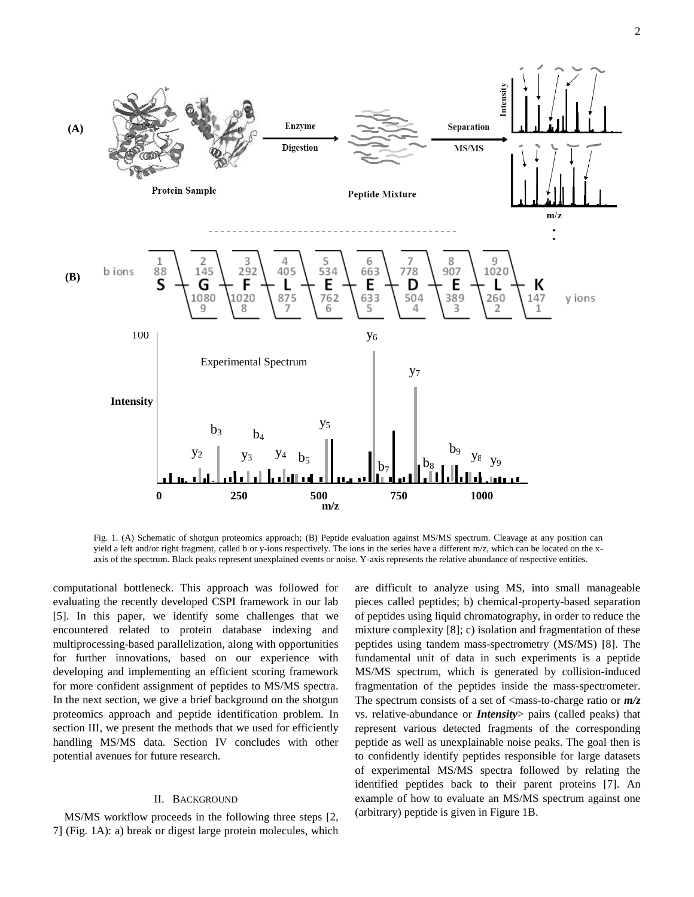Fig. 1. (A) Schematic of shotgun proteomics approach; (B) Peptide evaluation against MS/MS spectrum. Cleavage at any position can yield a left and/or right fragment, called b or y-ions respectively. The ions in the series have a different m/z, which can be located on the x-axis of the spectrum. Black peaks represent unexplained events or noise. Y-axis represents the relative abundance of respective entities.

computational bottleneck. This approach was followed for evaluating the recently developed CSPI framework in our lab [5]. In this paper, we identify some challenges that we encountered related to protein database indexing and multiprocessing-based parallelization, along with opportunities for further innovations, based on our experience with developing and implementing an efficient scoring framework for more confident assignment of peptides to MS/MS spectra. In the next section, we give a brief background on the shotgun proteomics approach and peptide identification problem. In section III, we present the methods that we used for efficiently handling MS/MS data. Section IV concludes with other potential avenues for future research.

## II. Background

MS/MS workflow proceeds in the following three steps [2, 7] (Fig. 1A): a) break or digest large protein molecules, which are difficult to analyze using MS, into small manageable pieces called peptides; b) chemical-property-based separation of peptides using liquid chromatography, in order to reduce the mixture complexity [8]; c) isolation and fragmentation of these peptides using tandem mass-spectrometry (MS/MS) [8]. The fundamental unit of data in such experiments is a peptide MS/MS spectrum, which is generated by collision-induced fragmentation of the peptides inside the mass-spectrometer. The spectrum consists of a set of <mass-to-charge ratio or ***m/z*** vs. relative-abundance or ***Intensity***> pairs (called peaks) that represent various detected fragments of the corresponding peptide as well as unexplainable noise peaks. The goal then is to confidently identify peptides responsible for large datasets of experimental MS/MS spectra followed by relating the identified peptides back to their parent proteins [7]. An example of how to evaluate an MS/MS spectrum against one (arbitrary) peptide is given in Figure 1B.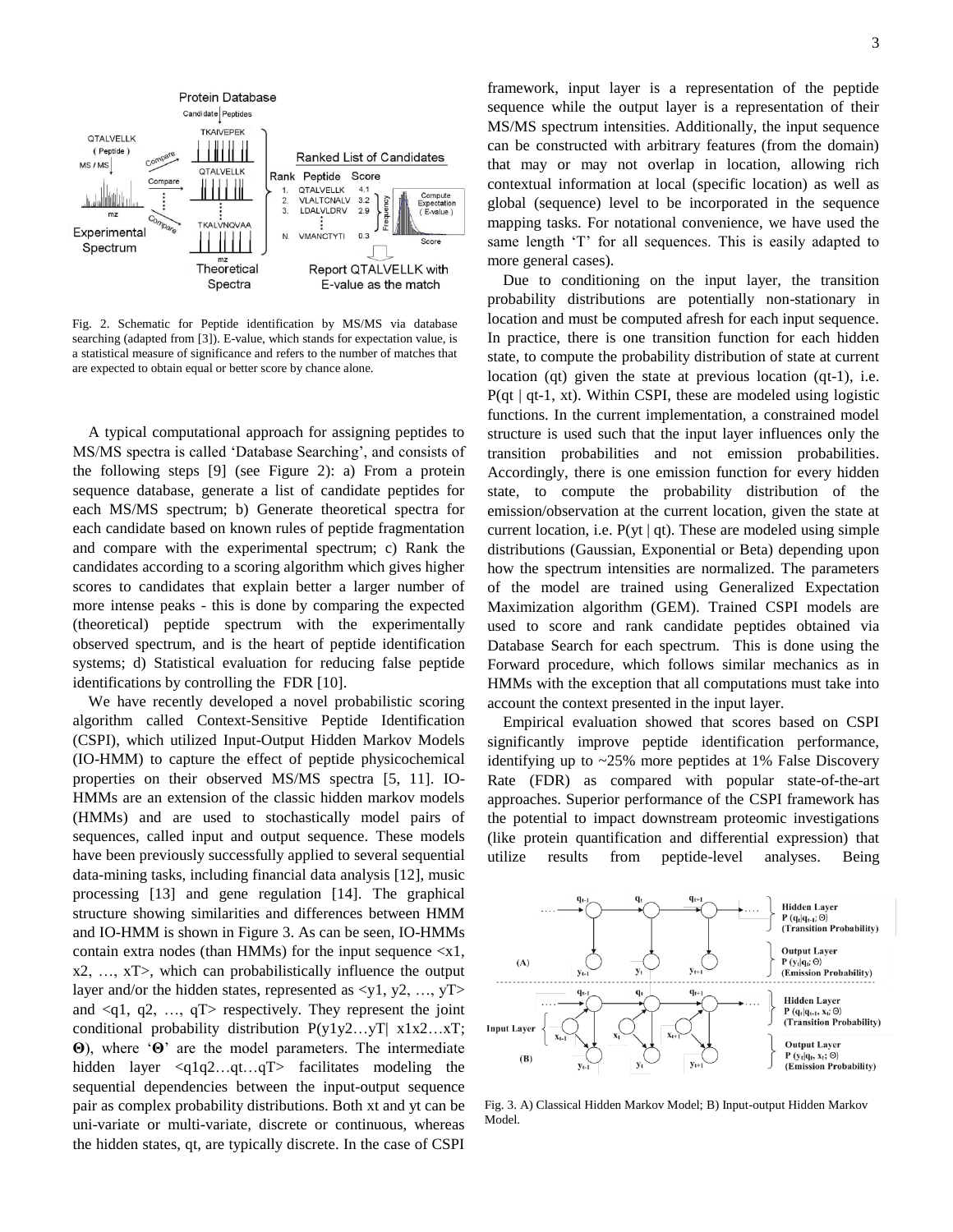Fig. 2. Schematic for Peptide identification by MS/MS via database searching (adapted from [3]). E-value, which stands for expectation value, is a statistical measure of significance and refers to the number of matches that are expected to obtain equal or better score by chance alone.

A typical computational approach for assigning peptides to MS/MS spectra is called 'Database Searching', and consists of the following steps [9] (see Figure 2): a) From a protein sequence database, generate a list of candidate peptides for each MS/MS spectrum; b) Generate theoretical spectra for each candidate based on known rules of peptide fragmentation and compare with the experimental spectrum; c) Rank the candidates according to a scoring algorithm which gives higher scores to candidates that explain better a larger number of more intense peaks - this is done by comparing the expected (theoretical) peptide spectrum with the experimentally observed spectrum, and is the heart of peptide identification systems; d) Statistical evaluation for reducing false peptide identifications by controlling the FDR [10].

We have recently developed a novel probabilistic scoring algorithm called Context-Sensitive Peptide Identification (CSPI), which utilized Input-Output Hidden Markov Models (IO-HMM) to capture the effect of peptide physicochemical properties on their observed MS/MS spectra [5, 11]. IO-HMMs are an extension of the classic hidden markov models (HMMs) and are used to stochastically model pairs of sequences, called input and output sequence. These models have been previously successfully applied to several sequential data-mining tasks, including financial data analysis [12], music processing [13] and gene regulation [14]. The graphical structure showing similarities and differences between HMM and IO-HMM is shown in Figure 3. As can be seen, IO-HMMs contain extra nodes (than HMMs) for the input sequence $<x_1, x_2, \ldots, x_T>$, which can probabilistically influence the output layer and/or the hidden states, represented as $<y_1, y_2, \ldots, y_T>$ and $<q_1, q_2, \ldots, q_T>$ respectively. They represent the joint conditional probability distribution $P(y_1y_2\ldots y_T| x_1x_2\ldots x_T; \mathbf{\Theta})$, where '$\mathbf{\Theta}$' are the model parameters. The intermediate hidden layer $<q_1q_2\ldots q_t\ldots q_T>$ facilitates modeling the sequential dependencies between the input-output sequence pair as complex probability distributions. Both $x_t$ and $y_t$ can be uni-variate or multi-variate, discrete or continuous, whereas the hidden states, $q_t$, are typically discrete. In the case of CSPI framework, input layer is a representation of the peptide sequence while the output layer is a representation of their MS/MS spectrum intensities. Additionally, the input sequence can be constructed with arbitrary features (from the domain) that may or may not overlap in location, allowing rich contextual information at local (specific location) as well as global (sequence) level to be incorporated in the sequence mapping tasks. For notational convenience, we have used the same length 'T' for all sequences. This is easily adapted to more general cases).

Due to conditioning on the input layer, the transition probability distributions are potentially non-stationary in location and must be computed afresh for each input sequence. In practice, there is one transition function for each hidden state, to compute the probability distribution of state at current location ($q_t$) given the state at previous location ($q_{t-1}$), i.e. $P(q_t \mid q_{t-1}, x_t)$. Within CSPI, these are modeled using logistic functions. In the current implementation, a constrained model structure is used such that the input layer influences only the transition probabilities and not emission probabilities. Accordingly, there is one emission function for every hidden state, to compute the probability distribution of the emission/observation at the current location, given the state at current location, i.e. $P(y_t \mid q_t)$. These are modeled using simple distributions (Gaussian, Exponential or Beta) depending upon how the spectrum intensities are normalized. The parameters of the model are trained using Generalized Expectation Maximization algorithm (GEM). Trained CSPI models are used to score and rank candidate peptides obtained via Database Search for each spectrum. This is done using the Forward procedure, which follows similar mechanics as in HMMs with the exception that all computations must take into account the context presented in the input layer.

Empirical evaluation showed that scores based on CSPI significantly improve peptide identification performance, identifying up to ~25% more peptides at 1% False Discovery Rate (FDR) as compared with popular state-of-the-art approaches. Superior performance of the CSPI framework has the potential to impact downstream proteomic investigations (like protein quantification and differential expression) that utilize results from peptide-level analyses. Being

Fig. 3. A) Classical Hidden Markov Model; B) Input-output Hidden Markov Model.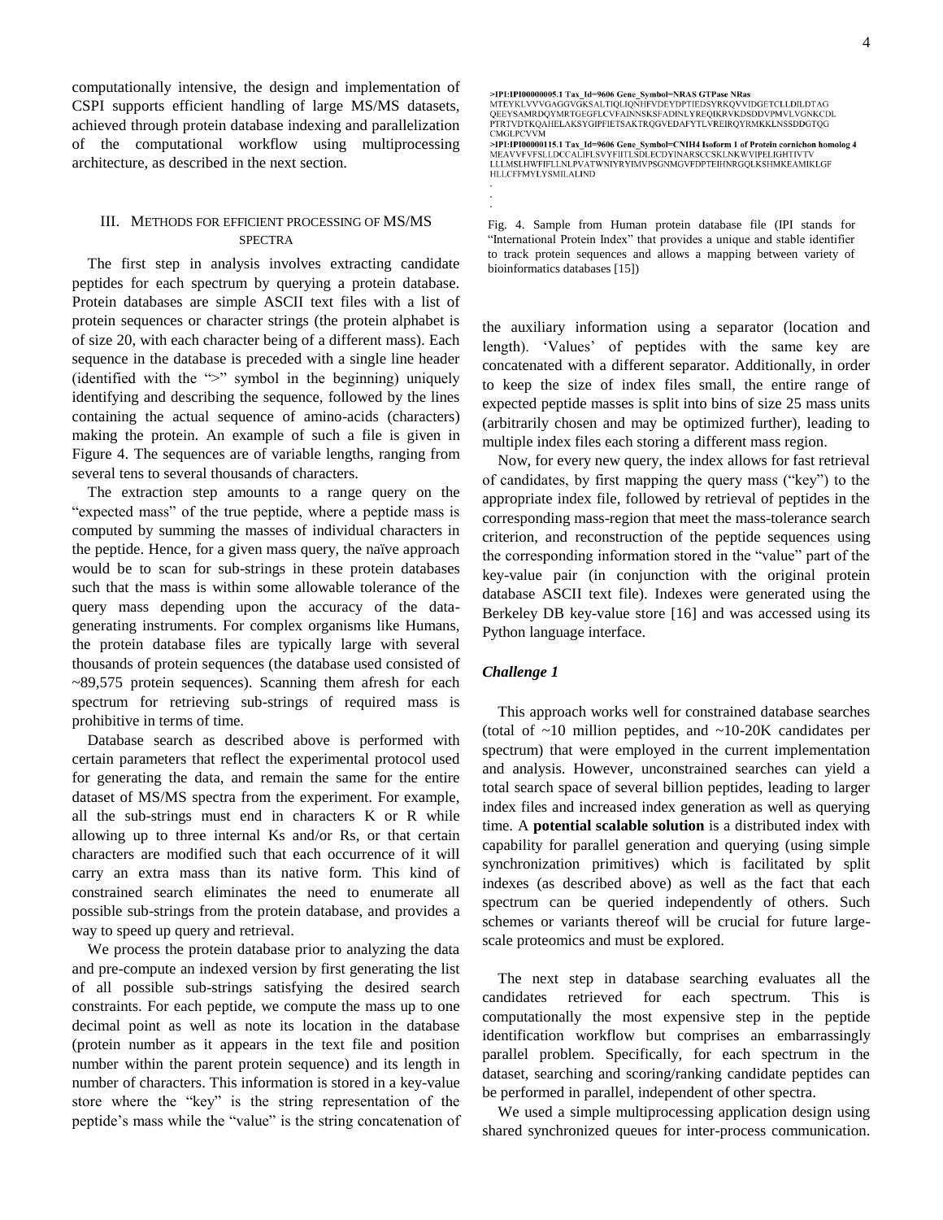computationally intensive, the design and implementation of CSPI supports efficient handling of large MS/MS datasets, achieved through protein database indexing and parallelization of the computational workflow using multiprocessing architecture, as described in the next section.

## III. Methods for efficient processing of MS/MS spectra

The first step in analysis involves extracting candidate peptides for each spectrum by querying a protein database. Protein databases are simple ASCII text files with a list of protein sequences or character strings (the protein alphabet is of size 20, with each character being of a different mass). Each sequence in the database is preceded with a single line header (identified with the ">" symbol in the beginning) uniquely identifying and describing the sequence, followed by the lines containing the actual sequence of amino-acids (characters) making the protein. An example of such a file is given in Figure 4. The sequences are of variable lengths, ranging from several tens to several thousands of characters.

The extraction step amounts to a range query on the "expected mass" of the true peptide, where a peptide mass is computed by summing the masses of individual characters in the peptide. Hence, for a given mass query, the naïve approach would be to scan for sub-strings in these protein databases such that the mass is within some allowable tolerance of the query mass depending upon the accuracy of the data-generating instruments. For complex organisms like Humans, the protein database files are typically large with several thousands of protein sequences (the database used consisted of ~89,575 protein sequences). Scanning them afresh for each spectrum for retrieving sub-strings of required mass is prohibitive in terms of time.

Database search as described above is performed with certain parameters that reflect the experimental protocol used for generating the data, and remain the same for the entire dataset of MS/MS spectra from the experiment. For example, all the sub-strings must end in characters K or R while allowing up to three internal Ks and/or Rs, or that certain characters are modified such that each occurrence of it will carry an extra mass than its native form. This kind of constrained search eliminates the need to enumerate all possible sub-strings from the protein database, and provides a way to speed up query and retrieval.

We process the protein database prior to analyzing the data and pre-compute an indexed version by first generating the list of all possible sub-strings satisfying the desired search constraints. For each peptide, we compute the mass up to one decimal point as well as note its location in the database (protein number as it appears in the text file and position number within the parent protein sequence) and its length in number of characters. This information is stored in a key-value store where the "key" is the string representation of the peptide's mass while the "value" is the string concatenation of

```
>IPI:IPI00000005.1 Tax_Id=9606 Gene_Symbol=NRAS GTPase NRas
MTEYKLVVVGAGGVGKSALTIQLIQNHFVDEYDPTIEDSYRKQVVIDGETCLLDILDTAG
QEEYSAMRDQYMRTGEGFLCVFAINNSKSFADINLYREQIKRVKDSDDVPMVLVGNKCDL
PTRTVDTKQAHELAKSYGIPFIETSAKTRQGVEDAFYTLVREIRQYRMKKLNSSDDGTQG
CMGLPCVVM
>IPI:IPI00000115.1 Tax_Id=9606 Gene_Symbol=CNIH4 Isoform 1 of Protein cornichon homolog 4
MEAVVFVFSLLDCCALIFLSVYFIITLSDLECDYINARSCCSKLNKWVIPELIGHTIVTV
LLLMSLHWFIFLLNLPVATWNIYRYIMVPSGNMGVFDPTEIHNRGQLKSHMKEAMIKLGF
HLLCFFMYLYSMILALIND
.
.
.
```

Fig. 4. Sample from Human protein database file (IPI stands for "International Protein Index" that provides a unique and stable identifier to track protein sequences and allows a mapping between variety of bioinformatics databases [15])

the auxiliary information using a separator (location and length). 'Values' of peptides with the same key are concatenated with a different separator. Additionally, in order to keep the size of index files small, the entire range of expected peptide masses is split into bins of size 25 mass units (arbitrarily chosen and may be optimized further), leading to multiple index files each storing a different mass region.

Now, for every new query, the index allows for fast retrieval of candidates, by first mapping the query mass ("key") to the appropriate index file, followed by retrieval of peptides in the corresponding mass-region that meet the mass-tolerance search criterion, and reconstruction of the peptide sequences using the corresponding information stored in the "value" part of the key-value pair (in conjunction with the original protein database ASCII text file). Indexes were generated using the Berkeley DB key-value store [16] and was accessed using its Python language interface.

### *Challenge 1*

This approach works well for constrained database searches (total of ~10 million peptides, and ~10-20K candidates per spectrum) that were employed in the current implementation and analysis. However, unconstrained searches can yield a total search space of several billion peptides, leading to larger index files and increased index generation as well as querying time. A **potential scalable solution** is a distributed index with capability for parallel generation and querying (using simple synchronization primitives) which is facilitated by split indexes (as described above) as well as the fact that each spectrum can be queried independently of others. Such schemes or variants thereof will be crucial for future large-scale proteomics and must be explored.

The next step in database searching evaluates all the candidates retrieved for each spectrum. This is computationally the most expensive step in the peptide identification workflow but comprises an embarrassingly parallel problem. Specifically, for each spectrum in the dataset, searching and scoring/ranking candidate peptides can be performed in parallel, independent of other spectra.

We used a simple multiprocessing application design using shared synchronized queues for inter-process communication.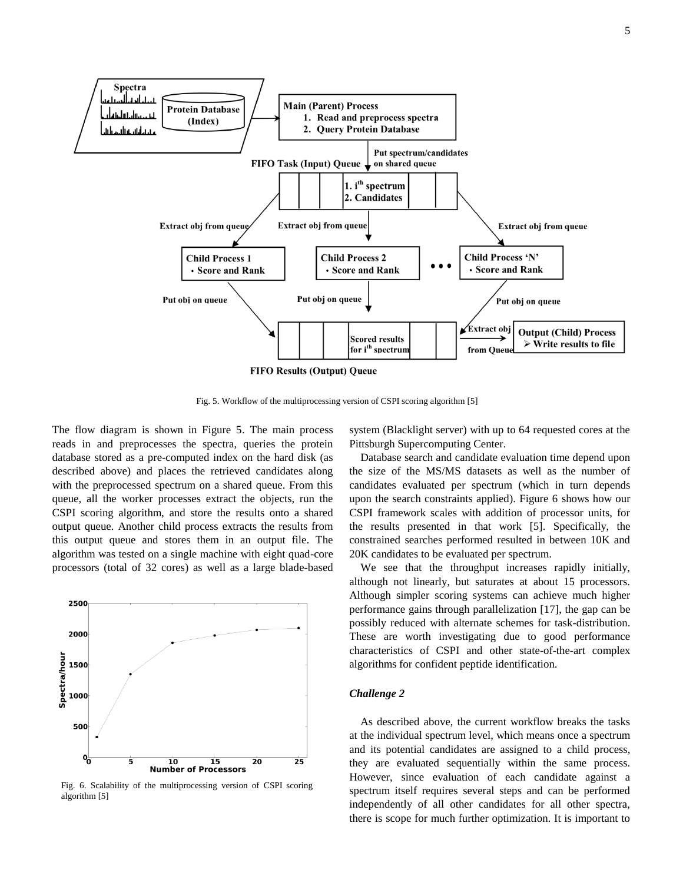Fig. 5. Workflow of the multiprocessing version of CSPI scoring algorithm [5]

The flow diagram is shown in Figure 5. The main process reads in and preprocesses the spectra, queries the protein database stored as a pre-computed index on the hard disk (as described above) and places the retrieved candidates along with the preprocessed spectrum on a shared queue. From this queue, all the worker processes extract the objects, run the CSPI scoring algorithm, and store the results onto a shared output queue. Another child process extracts the results from this output queue and stores them in an output file. The algorithm was tested on a single machine with eight quad-core processors (total of 32 cores) as well as a large blade-based system (Blacklight server) with up to 64 requested cores at the Pittsburgh Supercomputing Center.

Fig. 6. Scalability of the multiprocessing version of CSPI scoring algorithm [5]

Database search and candidate evaluation time depend upon the size of the MS/MS datasets as well as the number of candidates evaluated per spectrum (which in turn depends upon the search constraints applied). Figure 6 shows how our CSPI framework scales with addition of processor units, for the results presented in that work [5]. Specifically, the constrained searches performed resulted in between 10K and 20K candidates to be evaluated per spectrum.

We see that the throughput increases rapidly initially, although not linearly, but saturates at about 15 processors. Although simpler scoring systems can achieve much higher performance gains through parallelization [17], the gap can be possibly reduced with alternate schemes for task-distribution. These are worth investigating due to good performance characteristics of CSPI and other state-of-the-art complex algorithms for confident peptide identification.

### *Challenge 2*

As described above, the current workflow breaks the tasks at the individual spectrum level, which means once a spectrum and its potential candidates are assigned to a child process, they are evaluated sequentially within the same process. However, since evaluation of each candidate against a spectrum itself requires several steps and can be performed independently of all other candidates for all other spectra, there is scope for much further optimization. It is important to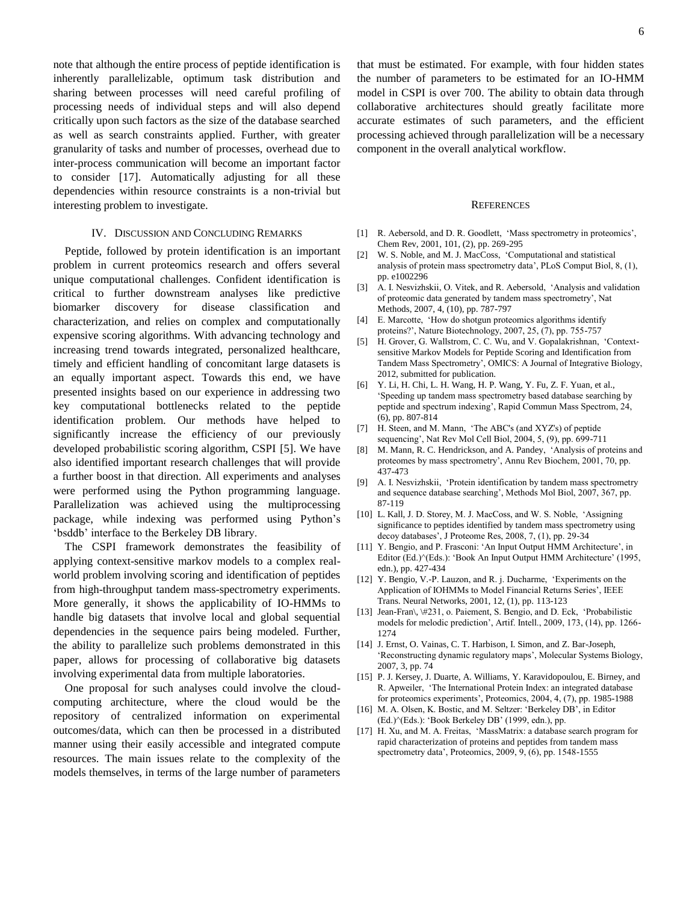note that although the entire process of peptide identification is inherently parallelizable, optimum task distribution and sharing between processes will need careful profiling of processing needs of individual steps and will also depend critically upon such factors as the size of the database searched as well as search constraints applied. Further, with greater granularity of tasks and number of processes, overhead due to inter-process communication will become an important factor to consider [17]. Automatically adjusting for all these dependencies within resource constraints is a non-trivial but interesting problem to investigate.

## IV. Discussion and Concluding Remarks

Peptide, followed by protein identification is an important problem in current proteomics research and offers several unique computational challenges. Confident identification is critical to further downstream analyses like predictive biomarker discovery for disease classification and characterization, and relies on complex and computationally expensive scoring algorithms. With advancing technology and increasing trend towards integrated, personalized healthcare, timely and efficient handling of concomitant large datasets is an equally important aspect. Towards this end, we have presented insights based on our experience in addressing two key computational bottlenecks related to the peptide identification problem. Our methods have helped to significantly increase the efficiency of our previously developed probabilistic scoring algorithm, CSPI [5]. We have also identified important research challenges that will provide a further boost in that direction. All experiments and analyses were performed using the Python programming language. Parallelization was achieved using the multiprocessing package, while indexing was performed using Python's 'bsddb' interface to the Berkeley DB library.

The CSPI framework demonstrates the feasibility of applying context-sensitive markov models to a complex real-world problem involving scoring and identification of peptides from high-throughput tandem mass-spectrometry experiments. More generally, it shows the applicability of IO-HMMs to handle big datasets that involve local and global sequential dependencies in the sequence pairs being modeled. Further, the ability to parallelize such problems demonstrated in this paper, allows for processing of collaborative big datasets involving experimental data from multiple laboratories.

One proposal for such analyses could involve the cloud-computing architecture, where the cloud would be the repository of centralized information on experimental outcomes/data, which can then be processed in a distributed manner using their easily accessible and integrated compute resources. The main issues relate to the complexity of the models themselves, in terms of the large number of parameters that must be estimated. For example, with four hidden states the number of parameters to be estimated for an IO-HMM model in CSPI is over 700. The ability to obtain data through collaborative architectures should greatly facilitate more accurate estimates of such parameters, and the efficient processing achieved through parallelization will be a necessary component in the overall analytical workflow.

## References

[1] R. Aebersold, and D. R. Goodlett, 'Mass spectrometry in proteomics', Chem Rev, 2001, 101, (2), pp. 269-295

[2] W. S. Noble, and M. J. MacCoss, 'Computational and statistical analysis of protein mass spectrometry data', PLoS Comput Biol, 8, (1), pp. e1002296

[3] A. I. Nesvizhskii, O. Vitek, and R. Aebersold, 'Analysis and validation of proteomic data generated by tandem mass spectrometry', Nat Methods, 2007, 4, (10), pp. 787-797

[4] E. Marcotte, 'How do shotgun proteomics algorithms identify proteins?', Nature Biotechnology, 2007, 25, (7), pp. 755-757

[5] H. Grover, G. Wallstrom, C. C. Wu, and V. Gopalakrishnan, 'Context-sensitive Markov Models for Peptide Scoring and Identification from Tandem Mass Spectrometry', OMICS: A Journal of Integrative Biology, 2012, submitted for publication.

[6] Y. Li, H. Chi, L. H. Wang, H. P. Wang, Y. Fu, Z. F. Yuan, et al., 'Speeding up tandem mass spectrometry based database searching by peptide and spectrum indexing', Rapid Commun Mass Spectrom, 24, (6), pp. 807-814

[7] H. Steen, and M. Mann, 'The ABC's (and XYZ's) of peptide sequencing', Nat Rev Mol Cell Biol, 2004, 5, (9), pp. 699-711

[8] M. Mann, R. C. Hendrickson, and A. Pandey, 'Analysis of proteins and proteomes by mass spectrometry', Annu Rev Biochem, 2001, 70, pp. 437-473

[9] A. I. Nesvizhskii, 'Protein identification by tandem mass spectrometry and sequence database searching', Methods Mol Biol, 2007, 367, pp. 87-119

[10] L. Kall, J. D. Storey, M. J. MacCoss, and W. S. Noble, 'Assigning significance to peptides identified by tandem mass spectrometry using decoy databases', J Proteome Res, 2008, 7, (1), pp. 29-34

[11] Y. Bengio, and P. Frasconi: 'An Input Output HMM Architecture', in Editor (Ed.)^(Eds.): 'Book An Input Output HMM Architecture' (1995, edn.), pp. 427-434

[12] Y. Bengio, V.-P. Lauzon, and R. j. Ducharme, 'Experiments on the Application of IOHMMs to Model Financial Returns Series', IEEE Trans. Neural Networks, 2001, 12, (1), pp. 113-123

[13] Jean-Fran\ \#231, o. Paiement, S. Bengio, and D. Eck, 'Probabilistic models for melodic prediction', Artif. Intell., 2009, 173, (14), pp. 1266-1274

[14] J. Ernst, O. Vainas, C. T. Harbison, I. Simon, and Z. Bar-Joseph, 'Reconstructing dynamic regulatory maps', Molecular Systems Biology, 2007, 3, pp. 74

[15] P. J. Kersey, J. Duarte, A. Williams, Y. Karavidopoulou, E. Birney, and R. Apweiler, 'The International Protein Index: an integrated database for proteomics experiments', Proteomics, 2004, 4, (7), pp. 1985-1988

[16] M. A. Olsen, K. Bostic, and M. Seltzer: 'Berkeley DB', in Editor (Ed.)^(Eds.): 'Book Berkeley DB' (1999, edn.), pp.

[17] H. Xu, and M. A. Freitas, 'MassMatrix: a database search program for rapid characterization of proteins and peptides from tandem mass spectrometry data', Proteomics, 2009, 9, (6), pp. 1548-1555